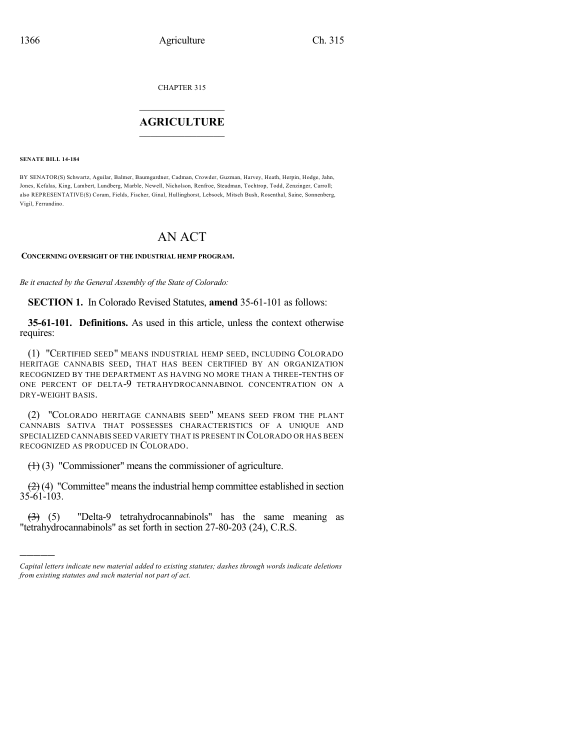CHAPTER 315

# AGRICULTURE

**SENATE BILL 14-184**

BY SENATOR(S) Schwartz, Aguilar, Balmer, Baumgardner, Cadman, Crowder, Guzman, Harvey, Heath, Herpin, Hodge, Jahn, Jones, Kefalas, King, Lambert, Lundberg, Marble, Newell, Nicholson, Renfroe, Steadman, Tochtrop, Todd, Zenzinger, Carroll; also REPRESENTATIVE(S) Coram, Fields, Fischer, Ginal, Hullinghorst, Lebsock, Mitsch Bush, Rosenthal, Saine, Sonnenberg, Vigil, Ferrandino.

# AN ACT

**CONCERNING OVERSIGHT OF THE INDUSTRIAL HEMP PROGRAM.**

*Be it enacted by the General Assembly of the State of Colorado:*

**SECTION 1.** In Colorado Revised Statutes, **amend** 35-61-101 as follows:

**35-61-101. Definitions.** As used in this article, unless the context otherwise requires:

(1) "CERTIFIED SEED" MEANS INDUSTRIAL HEMP SEED, INCLUDING COLORADO HERITAGE CANNABIS SEED, THAT HAS BEEN CERTIFIED BY AN ORGANIZATION RECOGNIZED BY THE DEPARTMENT AS HAVING NO MORE THAN A THREE-TENTHS OF ONE PERCENT OF DELTA-9 TETRAHYDROCANNABINOL CONCENTRATION ON A DRY-WEIGHT BASIS.

(2) "COLORADO HERITAGE CANNABIS SEED" MEANS SEED FROM THE PLANT CANNABIS SATIVA THAT POSSESSES CHARACTERISTICS OF A UNIQUE AND SPECIALIZED CANNABIS SEED VARIETY THAT IS PRESENT IN COLORADO OR HAS BEEN RECOGNIZED AS PRODUCED IN COLORADO.

~~(1)~~ (3) "Commissioner" means the commissioner of agriculture.

~~(2)~~ (4) "Committee" means the industrial hemp committee established in section 35-61-103.

~~(3)~~ (5) "Delta-9 tetrahydrocannabinols" has the same meaning as "tetrahydrocannabinols" as set forth in section 27-80-203 (24), C.R.S.

---

*Capital letters indicate new material added to existing statutes; dashes through words indicate deletions from existing statutes and such material not part of act.*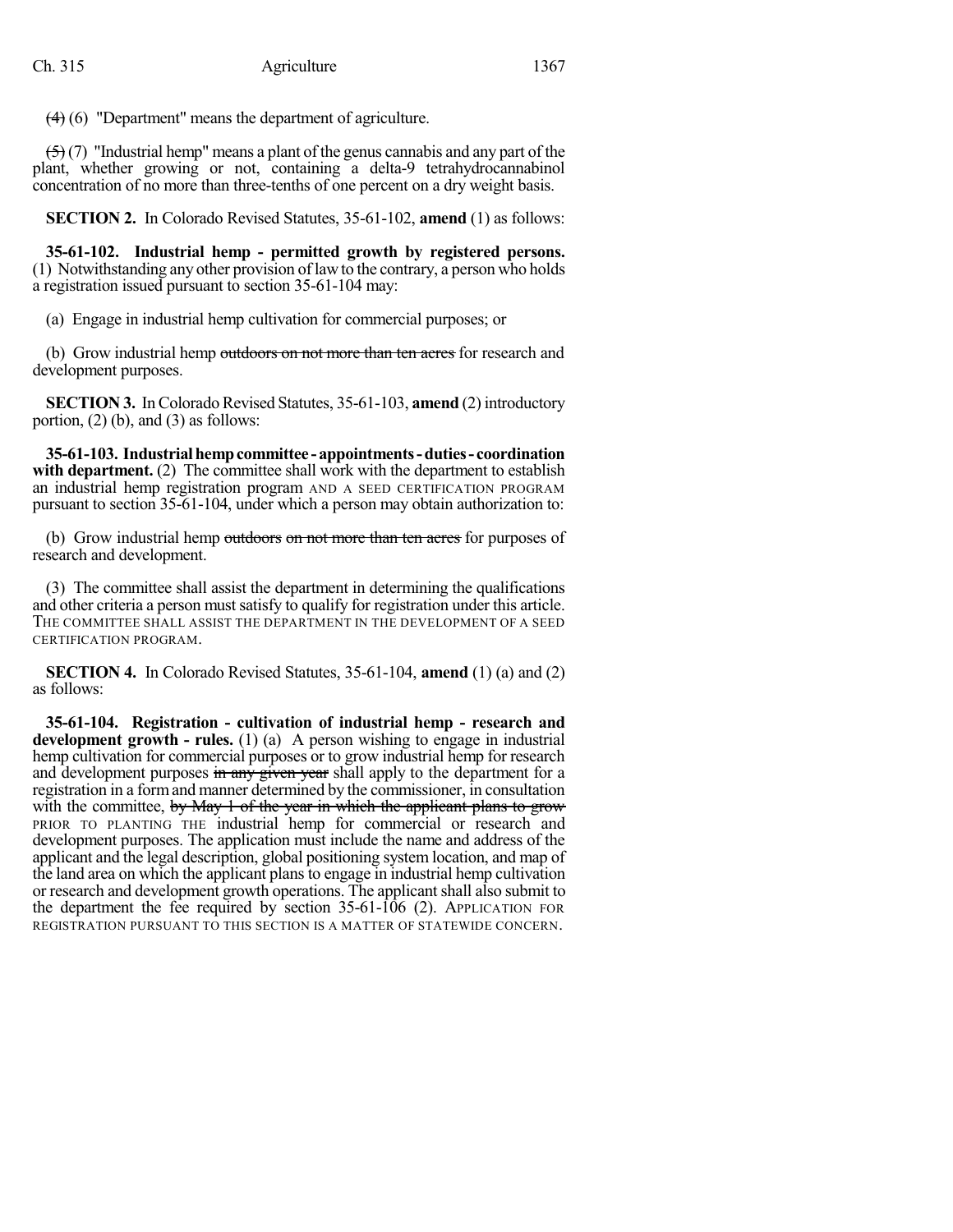~~(4)~~ (6) "Department" means the department of agriculture.

~~(5)~~ (7) "Industrial hemp" means a plant of the genus cannabis and any part of the plant, whether growing or not, containing a delta-9 tetrahydrocannabinol concentration of no more than three-tenths of one percent on a dry weight basis.

**SECTION 2.** In Colorado Revised Statutes, 35-61-102, **amend** (1) as follows:

**35-61-102. Industrial hemp - permitted growth by registered persons.** (1) Notwithstanding any other provision of law to the contrary, a person who holds a registration issued pursuant to section 35-61-104 may:

(a) Engage in industrial hemp cultivation for commercial purposes; or

(b) Grow industrial hemp ~~outdoors on not more than ten acres~~ for research and development purposes.

**SECTION 3.** In Colorado Revised Statutes, 35-61-103, **amend** (2) introductory portion, (2) (b), and (3) as follows:

**35-61-103. Industrial hemp committee - appointments - duties - coordination with department.** (2) The committee shall work with the department to establish an industrial hemp registration program AND A SEED CERTIFICATION PROGRAM pursuant to section 35-61-104, under which a person may obtain authorization to:

(b) Grow industrial hemp ~~outdoors on not more than ten acres~~ for purposes of research and development.

(3) The committee shall assist the department in determining the qualifications and other criteria a person must satisfy to qualify for registration under this article. THE COMMITTEE SHALL ASSIST THE DEPARTMENT IN THE DEVELOPMENT OF A SEED CERTIFICATION PROGRAM.

**SECTION 4.** In Colorado Revised Statutes, 35-61-104, **amend** (1) (a) and (2) as follows:

**35-61-104. Registration - cultivation of industrial hemp - research and development growth - rules.** (1) (a) A person wishing to engage in industrial hemp cultivation for commercial purposes or to grow industrial hemp for research and development purposes ~~in any given year~~ shall apply to the department for a registration in a form and manner determined by the commissioner, in consultation with the committee, ~~by May 1 of the year in which the applicant plans to grow~~ PRIOR TO PLANTING THE industrial hemp for commercial or research and development purposes. The application must include the name and address of the applicant and the legal description, global positioning system location, and map of the land area on which the applicant plans to engage in industrial hemp cultivation or research and development growth operations. The applicant shall also submit to the department the fee required by section 35-61-106 (2). APPLICATION FOR REGISTRATION PURSUANT TO THIS SECTION IS A MATTER OF STATEWIDE CONCERN.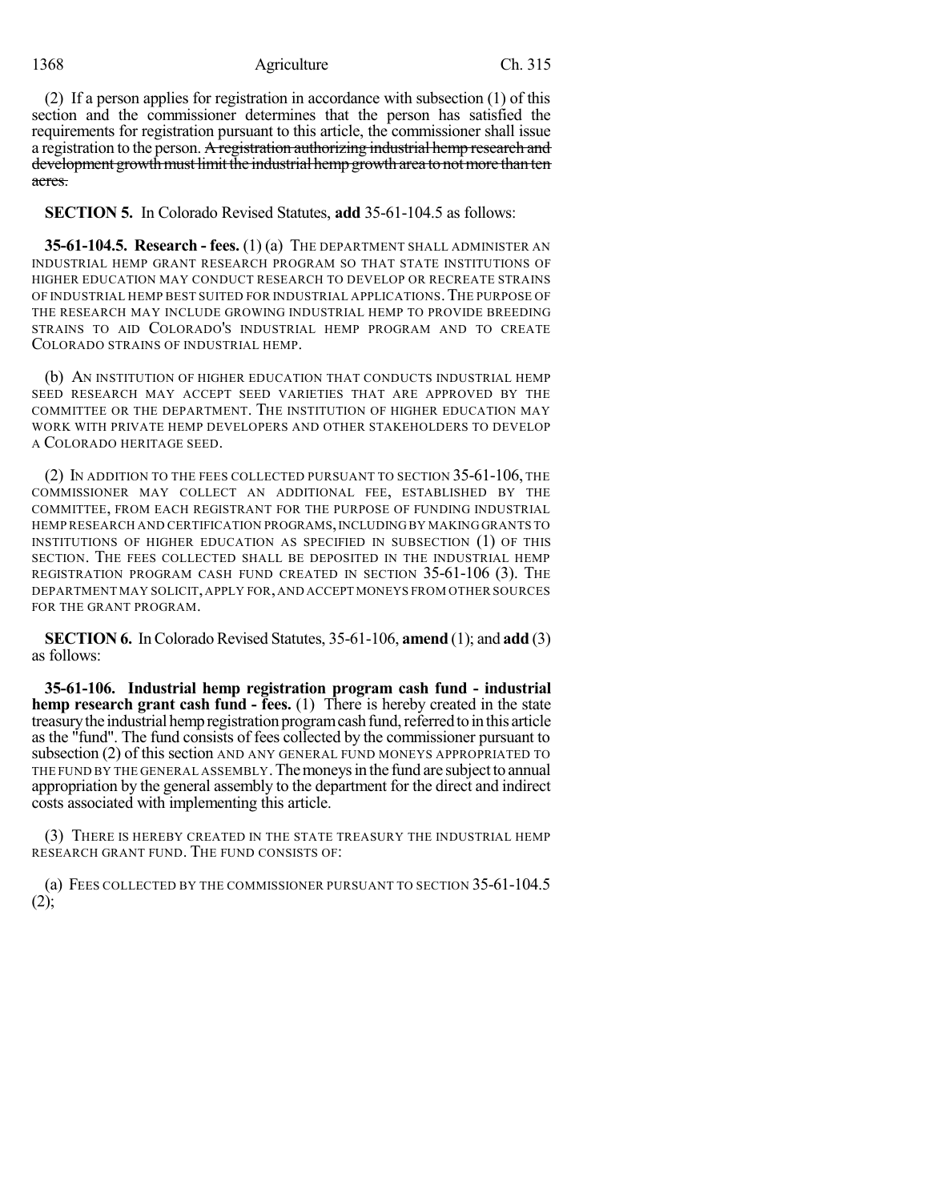(2) If a person applies for registration in accordance with subsection (1) of this section and the commissioner determines that the person has satisfied the requirements for registration pursuant to this article, the commissioner shall issue a registration to the person. ~~A registration authorizing industrial hemp research and development growth must limit the industrial hemp growth area to not more than ten acres.~~

**SECTION 5.** In Colorado Revised Statutes, **add** 35-61-104.5 as follows:

**35-61-104.5. Research - fees.** (1) (a) THE DEPARTMENT SHALL ADMINISTER AN INDUSTRIAL HEMP GRANT RESEARCH PROGRAM SO THAT STATE INSTITUTIONS OF HIGHER EDUCATION MAY CONDUCT RESEARCH TO DEVELOP OR RECREATE STRAINS OF INDUSTRIAL HEMP BEST SUITED FOR INDUSTRIAL APPLICATIONS. THE PURPOSE OF THE RESEARCH MAY INCLUDE GROWING INDUSTRIAL HEMP TO PROVIDE BREEDING STRAINS TO AID COLORADO'S INDUSTRIAL HEMP PROGRAM AND TO CREATE COLORADO STRAINS OF INDUSTRIAL HEMP.

(b) AN INSTITUTION OF HIGHER EDUCATION THAT CONDUCTS INDUSTRIAL HEMP SEED RESEARCH MAY ACCEPT SEED VARIETIES THAT ARE APPROVED BY THE COMMITTEE OR THE DEPARTMENT. THE INSTITUTION OF HIGHER EDUCATION MAY WORK WITH PRIVATE HEMP DEVELOPERS AND OTHER STAKEHOLDERS TO DEVELOP A COLORADO HERITAGE SEED.

(2) IN ADDITION TO THE FEES COLLECTED PURSUANT TO SECTION 35-61-106, THE COMMISSIONER MAY COLLECT AN ADDITIONAL FEE, ESTABLISHED BY THE COMMITTEE, FROM EACH REGISTRANT FOR THE PURPOSE OF FUNDING INDUSTRIAL HEMP RESEARCH AND CERTIFICATION PROGRAMS, INCLUDING BY MAKING GRANTS TO INSTITUTIONS OF HIGHER EDUCATION AS SPECIFIED IN SUBSECTION (1) OF THIS SECTION. THE FEES COLLECTED SHALL BE DEPOSITED IN THE INDUSTRIAL HEMP REGISTRATION PROGRAM CASH FUND CREATED IN SECTION 35-61-106 (3). THE DEPARTMENT MAY SOLICIT, APPLY FOR, AND ACCEPT MONEYS FROM OTHER SOURCES FOR THE GRANT PROGRAM.

**SECTION 6.** In Colorado Revised Statutes, 35-61-106, **amend** (1); and **add** (3) as follows:

**35-61-106. Industrial hemp registration program cash fund - industrial hemp research grant cash fund - fees.** (1) There is hereby created in the state treasury the industrial hemp registration program cash fund, referred to in this article as the "fund". The fund consists of fees collected by the commissioner pursuant to subsection (2) of this section AND ANY GENERAL FUND MONEYS APPROPRIATED TO THE FUND BY THE GENERAL ASSEMBLY. The moneys in the fund are subject to annual appropriation by the general assembly to the department for the direct and indirect costs associated with implementing this article.

(3) THERE IS HEREBY CREATED IN THE STATE TREASURY THE INDUSTRIAL HEMP RESEARCH GRANT FUND. THE FUND CONSISTS OF:

(a) FEES COLLECTED BY THE COMMISSIONER PURSUANT TO SECTION 35-61-104.5 (2);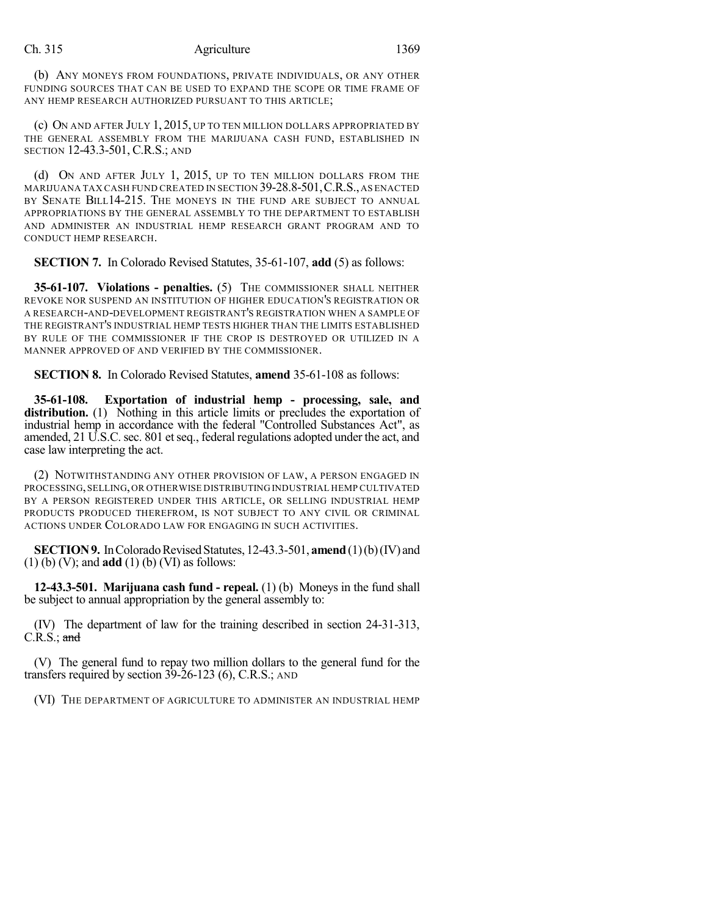(b) ANY MONEYS FROM FOUNDATIONS, PRIVATE INDIVIDUALS, OR ANY OTHER FUNDING SOURCES THAT CAN BE USED TO EXPAND THE SCOPE OR TIME FRAME OF ANY HEMP RESEARCH AUTHORIZED PURSUANT TO THIS ARTICLE;

(c) ON AND AFTER JULY 1, 2015, UP TO TEN MILLION DOLLARS APPROPRIATED BY THE GENERAL ASSEMBLY FROM THE MARIJUANA CASH FUND, ESTABLISHED IN SECTION 12-43.3-501, C.R.S.; AND

(d) ON AND AFTER JULY 1, 2015, UP TO TEN MILLION DOLLARS FROM THE MARIJUANA TAX CASH FUND CREATED IN SECTION 39-28.8-501, C.R.S., AS ENACTED BY SENATE BILL 14-215. THE MONEYS IN THE FUND ARE SUBJECT TO ANNUAL APPROPRIATIONS BY THE GENERAL ASSEMBLY TO THE DEPARTMENT TO ESTABLISH AND ADMINISTER AN INDUSTRIAL HEMP RESEARCH GRANT PROGRAM AND TO CONDUCT HEMP RESEARCH.

**SECTION 7.** In Colorado Revised Statutes, 35-61-107, **add** (5) as follows:

**35-61-107. Violations - penalties.** (5) THE COMMISSIONER SHALL NEITHER REVOKE NOR SUSPEND AN INSTITUTION OF HIGHER EDUCATION'S REGISTRATION OR A RESEARCH-AND-DEVELOPMENT REGISTRANT'S REGISTRATION WHEN A SAMPLE OF THE REGISTRANT'S INDUSTRIAL HEMP TESTS HIGHER THAN THE LIMITS ESTABLISHED BY RULE OF THE COMMISSIONER IF THE CROP IS DESTROYED OR UTILIZED IN A MANNER APPROVED OF AND VERIFIED BY THE COMMISSIONER.

**SECTION 8.** In Colorado Revised Statutes, **amend** 35-61-108 as follows:

**35-61-108. Exportation of industrial hemp - processing, sale, and distribution.** (1) Nothing in this article limits or precludes the exportation of industrial hemp in accordance with the federal "Controlled Substances Act", as amended, 21 U.S.C. sec. 801 et seq., federal regulations adopted under the act, and case law interpreting the act.

(2) NOTWITHSTANDING ANY OTHER PROVISION OF LAW, A PERSON ENGAGED IN PROCESSING, SELLING, OR OTHERWISE DISTRIBUTING INDUSTRIAL HEMP CULTIVATED BY A PERSON REGISTERED UNDER THIS ARTICLE, OR SELLING INDUSTRIAL HEMP PRODUCTS PRODUCED THEREFROM, IS NOT SUBJECT TO ANY CIVIL OR CRIMINAL ACTIONS UNDER COLORADO LAW FOR ENGAGING IN SUCH ACTIVITIES.

**SECTION 9.** In Colorado Revised Statutes, 12-43.3-501, **amend** (1) (b) (IV) and (1) (b) (V); and **add** (1) (b) (VI) as follows:

**12-43.3-501. Marijuana cash fund - repeal.** (1) (b) Moneys in the fund shall be subject to annual appropriation by the general assembly to:

(IV) The department of law for the training described in section 24-31-313, C.R.S.; ~~and~~

(V) The general fund to repay two million dollars to the general fund for the transfers required by section 39-26-123 (6), C.R.S.; AND

(VI) THE DEPARTMENT OF AGRICULTURE TO ADMINISTER AN INDUSTRIAL HEMP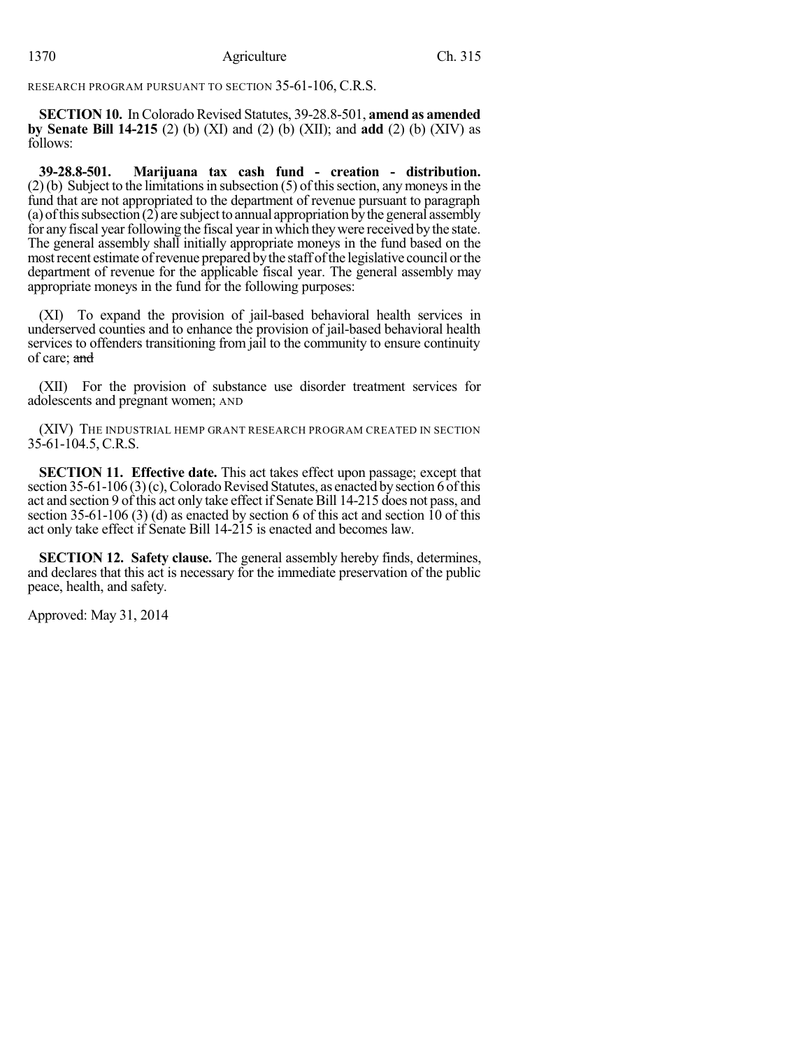RESEARCH PROGRAM PURSUANT TO SECTION 35-61-106, C.R.S.

**SECTION 10.** In Colorado Revised Statutes, 39-28.8-501, **amend as amended by Senate Bill 14-215** (2) (b) (XI) and (2) (b) (XII); and **add** (2) (b) (XIV) as follows:

**39-28.8-501. Marijuana tax cash fund - creation - distribution.** (2) (b) Subject to the limitations in subsection (5) of this section, any moneys in the fund that are not appropriated to the department of revenue pursuant to paragraph (a) of this subsection (2) are subject to annual appropriation by the general assembly for any fiscal year following the fiscal year in which they were received by the state. The general assembly shall initially appropriate moneys in the fund based on the most recent estimate of revenue prepared by the staff of the legislative council or the department of revenue for the applicable fiscal year. The general assembly may appropriate moneys in the fund for the following purposes:

(XI) To expand the provision of jail-based behavioral health services in underserved counties and to enhance the provision of jail-based behavioral health services to offenders transitioning from jail to the community to ensure continuity of care; ~~and~~

(XII) For the provision of substance use disorder treatment services for adolescents and pregnant women; AND

(XIV) THE INDUSTRIAL HEMP GRANT RESEARCH PROGRAM CREATED IN SECTION 35-61-104.5, C.R.S.

**SECTION 11. Effective date.** This act takes effect upon passage; except that section 35-61-106 (3) (c), Colorado Revised Statutes, as enacted by section 6 of this act and section 9 of this act only take effect if Senate Bill 14-215 does not pass, and section 35-61-106 (3) (d) as enacted by section 6 of this act and section 10 of this act only take effect if Senate Bill 14-215 is enacted and becomes law.

**SECTION 12. Safety clause.** The general assembly hereby finds, determines, and declares that this act is necessary for the immediate preservation of the public peace, health, and safety.

Approved: May 31, 2014